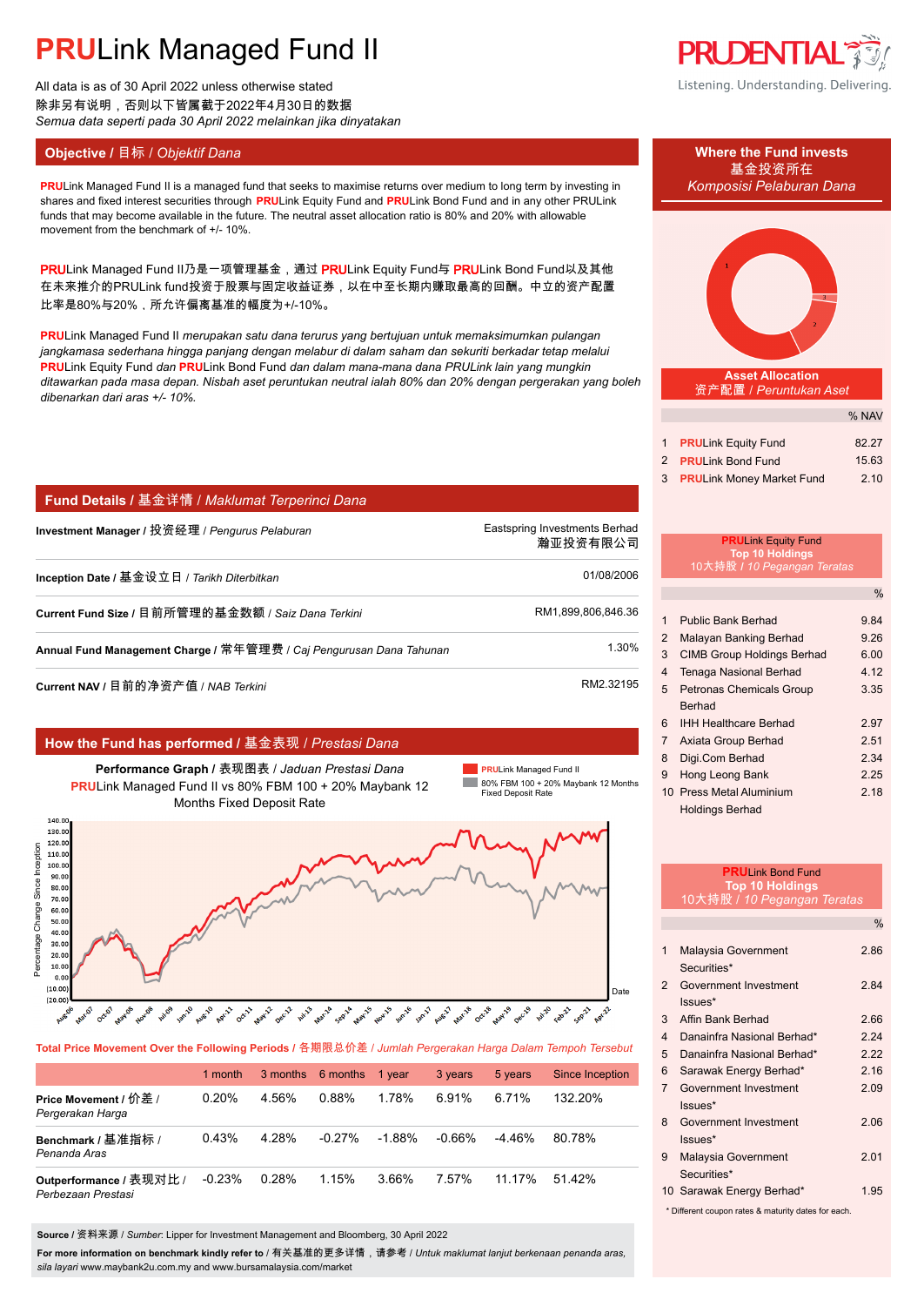# PRULink Managed Fund II

All data is as of 30 April 2022 unless otherwise stated
除非另有说明，否则以下皆属截于2022年4月30日的数据
*Semua data seperti pada 30 April 2022 melainkan jika dinyatakan*

PRUDENTIAL
Listening. Understanding. Delivering.

## Objective / 目标 / *Objektif Dana*

PRULink Managed Fund II is a managed fund that seeks to maximise returns over medium to long term by investing in shares and fixed interest securities through PRULink Equity Fund and PRULink Bond Fund and in any other PRULink funds that may become available in the future. The neutral asset allocation ratio is 80% and 20% with allowable movement from the benchmark of +/- 10%.

PRULink Managed Fund II乃是一项管理基金，通过 PRULink Equity Fund与 PRULink Bond Fund以及其他在未来推介的PRULink fund投资于股票与固定收益证券，以在中至长期内赚取最高的回酬。中立的资产配置比率是80%与20%，所允许偏离基准的幅度为+/-10%。

PRULink Managed Fund II *merupakan satu dana terurus yang bertujuan untuk memaksimumkan pulangan jangkamasa sederhana hingga panjang dengan melabur di dalam saham dan sekuriti berkadar tetap melalui* PRULink Equity Fund *dan* PRULink Bond Fund *dan dalam mana-mana dana PRULink lain yang mungkin ditawarkan pada masa depan. Nisbah aset peruntukan neutral ialah 80% dan 20% dengan pergerakan yang boleh dibenarkan dari aras +/- 10%.*

## Fund Details / 基金详情 / *Maklumat Terperinci Dana*

| | |
|---|---|
| **Investment Manager / 投资经理 /** *Pengurus Pelaburan* | Eastspring Investments Berhad 瀚亚投资有限公司 |
| **Inception Date / 基金设立日 /** *Tarikh Diterbitkan* | 01/08/2006 |
| **Current Fund Size / 目前所管理的基金数额 /** *Saiz Dana Terkini* | RM1,899,806,846.36 |
| **Annual Fund Management Charge / 常年管理费 /** *Caj Pengurusan Dana Tahunan* | 1.30% |
| **Current NAV / 目前的净资产值 /** *NAB Terkini* | RM2.32195 |

## How the Fund has performed / 基金表现 / *Prestasi Dana*

**Performance Graph / 表现图表 /** *Jaduan Prestasi Dana*
PRULink Managed Fund II vs 80% FBM 100 + 20% Maybank 12 Months Fixed Deposit Rate

Legend: PRULink Managed Fund II; 80% FBM 100 + 20% Maybank 12 Months Fixed Deposit Rate

**Total Price Movement Over the Following Periods / 各期限总价差 /** *Jumlah Pergerakan Harga Dalam Tempoh Tersebut*

| | 1 month | 3 months | 6 months | 1 year | 3 years | 5 years | Since Inception |
|---|---|---|---|---|---|---|---|
| **Price Movement / 价差 /** *Pergerakan Harga* | 0.20% | 4.56% | 0.88% | 1.78% | 6.91% | 6.71% | 132.20% |
| **Benchmark / 基准指标 /** *Penanda Aras* | 0.43% | 4.28% | -0.27% | -1.88% | -0.66% | -4.46% | 80.78% |
| **Outperformance / 表现对比 /** *Perbezaan Prestasi* | -0.23% | 0.28% | 1.15% | 3.66% | 7.57% | 11.17% | 51.42% |

**Source / 资料来源 /** *Sumber*: Lipper for Investment Management and Bloomberg, 30 April 2022

**For more information on benchmark kindly refer to / 有关基准的更多详情，请参考 /** *Untuk maklumat lanjut berkenaan penanda aras, sila layari* www.maybank2u.com.my and www.bursamalaysia.com/market

## Where the Fund invests
基金投资所在
*Komposisi Pelaburan Dana*

**Asset Allocation**
资产配置 / *Peruntukan Aset*

| | | % NAV |
|---|---|---|
| 1 | PRULink Equity Fund | 82.27 |
| 2 | PRULink Bond Fund | 15.63 |
| 3 | PRULink Money Market Fund | 2.10 |

**PRULink Equity Fund Top 10 Holdings**
10大持股 / *10 Pegangan Teratas*

| | | % |
|---|---|---|
| 1 | Public Bank Berhad | 9.84 |
| 2 | Malayan Banking Berhad | 9.26 |
| 3 | CIMB Group Holdings Berhad | 6.00 |
| 4 | Tenaga Nasional Berhad | 4.12 |
| 5 | Petronas Chemicals Group Berhad | 3.35 |
| 6 | IHH Healthcare Berhad | 2.97 |
| 7 | Axiata Group Berhad | 2.51 |
| 8 | Digi.Com Berhad | 2.34 |
| 9 | Hong Leong Bank | 2.25 |
| 10 | Press Metal Aluminium Holdings Berhad | 2.18 |

**PRULink Bond Fund Top 10 Holdings**
10大持股 / *10 Pegangan Teratas*

| | | % |
|---|---|---|
| 1 | Malaysia Government Securities* | 2.86 |
| 2 | Government Investment Issues* | 2.84 |
| 3 | Affin Bank Berhad | 2.66 |
| 4 | Danainfra Nasional Berhad* | 2.24 |
| 5 | Danainfra Nasional Berhad* | 2.22 |
| 6 | Sarawak Energy Berhad* | 2.16 |
| 7 | Government Investment Issues* | 2.09 |
| 8 | Government Investment Issues* | 2.06 |
| 9 | Malaysia Government Securities* | 2.01 |
| 10 | Sarawak Energy Berhad* | 1.95 |

\* Different coupon rates & maturity dates for each.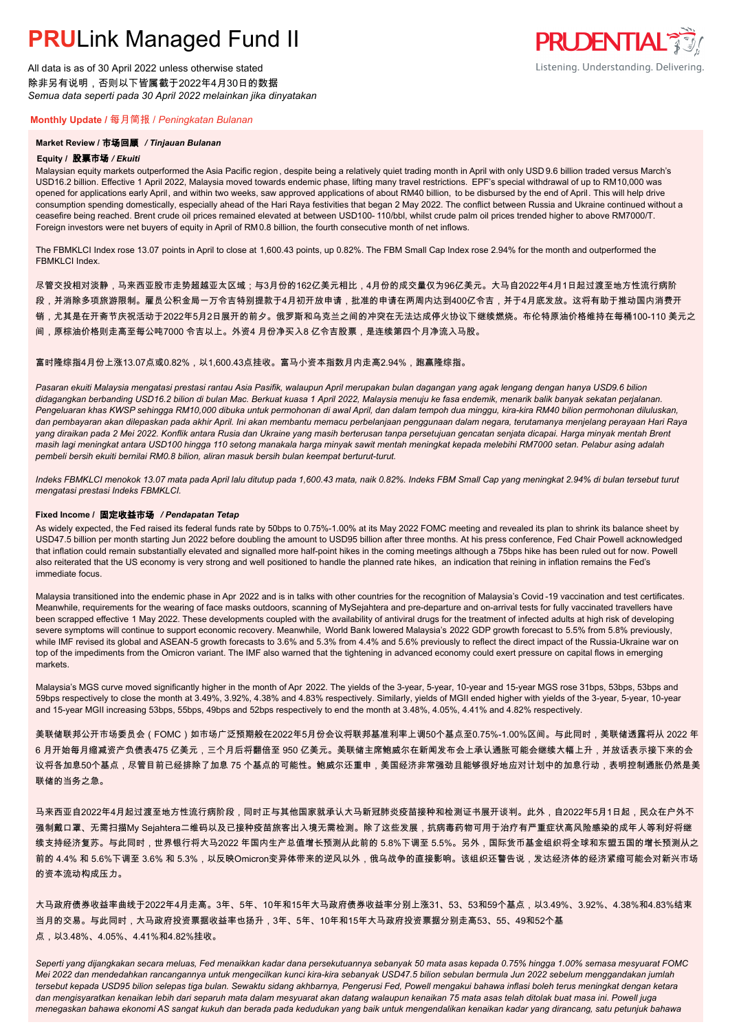# **PRU**Link Managed Fund II

All data is as of 30 April 2022 unless otherwise stated
除非另有说明，否则以下皆属截于2022年4月30日的数据
*Semua data seperti pada 30 April 2022 melainkan jika dinyatakan*

Listening. Understanding. Delivering.

## **Monthly Update** / 每月简报 / *Peningkatan Bulanan*

### **Market Review / 市场回顾 / *Tinjauan Bulanan***

#### **Equity / 股票市场 / *Ekuiti***

Malaysian equity markets outperformed the Asia Pacific region, despite being a relatively quiet trading month in April with only USD 9.6 billion traded versus March's USD16.2 billion. Effective 1 April 2022, Malaysia moved towards endemic phase, lifting many travel restrictions. EPF's special withdrawal of up to RM10,000 was opened for applications early April, and within two weeks, saw approved applications of about RM40 billion, to be disbursed by the end of April. This will help drive consumption spending domestically, especially ahead of the Hari Raya festivities that began 2 May 2022. The conflict between Russia and Ukraine continued without a ceasefire being reached. Brent crude oil prices remained elevated at between USD100- 110/bbl, whilst crude palm oil prices trended higher to above RM7000/T. Foreign investors were net buyers of equity in April of RM0.8 billion, the fourth consecutive month of net inflows.

The FBMKLCI Index rose 13.07 points in April to close at 1,600.43 points, up 0.82%. The FBM Small Cap Index rose 2.94% for the month and outperformed the FBMKLCI Index.

尽管交投相对淡静，马来西亚股市走势超越亚太区域；与3月份的162亿美元相比，4月份的成交量仅为96亿美元。大马自2022年4月1日起过渡至地方性流行病阶段，并消除多项旅游限制。雇员公积金局一万令吉特别提款于4月初开放申请，批准的申请在两周内达到400亿令吉，并于4月底发放。这将有助于推动国内消费开销，尤其是在开斋节庆祝活动于2022年5月2日展开的前夕。俄罗斯和乌克兰之间的冲突在无法达成停火协议下继续燃烧。布伦特原油价格维持在每桶100-110 美元之间，原棕油价格则走高至每公吨7000 令吉以上。外资4 月份净买入8 亿令吉股票，是连续第四个月净流入马股。

富时隆综指4月份上涨13.07点或0.82%，以1,600.43点挂收。富马小资本指数月内走高2.94%，跑赢隆综指。

*Pasaran ekuiti Malaysia mengatasi prestasi rantau Asia Pasifik, walaupun April merupakan bulan dagangan yang agak lengang dengan hanya USD9.6 bilion didagangkan berbanding USD16.2 bilion di bulan Mac. Berkuat kuasa 1 April 2022, Malaysia menuju ke fasa endemik, menarik balik banyak sekatan perjalanan. Pengeluaran khas KWSP sehingga RM10,000 dibuka untuk permohonan di awal April, dan dalam tempoh dua minggu, kira-kira RM40 bilion permohonan diluluskan, dan pembayaran akan dilepaskan pada akhir April. Ini akan membantu memacu perbelanjaan penggunaan dalam negara, terutamanya menjelang perayaan Hari Raya yang diraikan pada 2 Mei 2022. Konflik antara Rusia dan Ukraine yang masih berterusan tanpa persetujuan gencatan senjata dicapai. Harga minyak mentah Brent masih lagi meningkat antara USD100 hingga 110 setong manakala harga minyak sawit mentah meningkat kepada melebihi RM7000 setan. Pelabur asing adalah pembeli bersih ekuiti bernilai RM0.8 bilion, aliran masuk bersih bulan keempat berturut-turut.*

*Indeks FBMKLCI menokok 13.07 mata pada April lalu ditutup pada 1,600.43 mata, naik 0.82%. Indeks FBM Small Cap yang meningkat 2.94% di bulan tersebut turut mengatasi prestasi Indeks FBMKLCI.*

#### **Fixed Income / 固定收益市场 / *Pendapatan Tetap***

As widely expected, the Fed raised its federal funds rate by 50bps to 0.75%-1.00% at its May 2022 FOMC meeting and revealed its plan to shrink its balance sheet by USD47.5 billion per month starting Jun 2022 before doubling the amount to USD95 billion after three months. At his press conference, Fed Chair Powell acknowledged that inflation could remain substantially elevated and signalled more half-point hikes in the coming meetings although a 75bps hike has been ruled out for now. Powell also reiterated that the US economy is very strong and well positioned to handle the planned rate hikes, an indication that reining in inflation remains the Fed's immediate focus.

Malaysia transitioned into the endemic phase in Apr 2022 and is in talks with other countries for the recognition of Malaysia's Covid-19 vaccination and test certificates. Meanwhile, requirements for the wearing of face masks outdoors, scanning of MySejahtera and pre-departure and on-arrival tests for fully vaccinated travellers have been scrapped effective 1 May 2022. These developments coupled with the availability of antiviral drugs for the treatment of infected adults at high risk of developing severe symptoms will continue to support economic recovery. Meanwhile, World Bank lowered Malaysia's 2022 GDP growth forecast to 5.5% from 5.8% previously, while IMF revised its global and ASEAN-5 growth forecasts to 3.6% and 5.3% from 4.4% and 5.6% previously to reflect the direct impact of the Russia-Ukraine war on top of the impediments from the Omicron variant. The IMF also warned that the tightening in advanced economy could exert pressure on capital flows in emerging markets.

Malaysia's MGS curve moved significantly higher in the month of Apr 2022. The yields of the 3-year, 5-year, 10-year and 15-year MGS rose 31bps, 53bps, 53bps and 59bps respectively to close the month at 3.49%, 3.92%, 4.38% and 4.83% respectively. Similarly, yields of MGII ended higher with yields of the 3-year, 5-year, 10-year and 15-year MGII increasing 53bps, 55bps, 49bps and 52bps respectively to end the month at 3.48%, 4.05%, 4.41% and 4.82% respectively.

美联储联邦公开市场委员会（FOMC）如市场广泛预期般在2022年5月份会议将联邦基准利率上调50个基点至0.75%-1.00%区间。与此同时，美联储透露将从 2022 年 6 月开始每月缩减资产负债表475 亿美元，三个月后将翻倍至 950 亿美元。美联储主席鲍威尔在新闻发布会上承认通胀可能会继续大幅上升，并放话表示接下来的会议将各加息50个基点，尽管目前已经排除了加息 75 个基点的可能性。鲍威尔还重申，美国经济非常强劲且能够很好地应对计划中的加息行动，表明控制通胀仍然是美联储的当务之急。

马来西亚自2022年4月起过渡至地方性流行病阶段，同时正与其他国家就承认大马新冠肺炎疫苗接种和检测证书展开谈判。此外，自2022年5月1日起，民众在户外不强制戴口罩、无需扫描My Sejahtera二维码以及已接种疫苗旅客出入境无需检测。除了这些发展，抗病毒药物可用于治疗有严重症状高风险感染的成年人等利好将继续支持经济复苏。与此同时，世界银行将大马2022 年国内生产总值增长预测从此前的 5.8%下调至 5.5%。另外，国际货币基金组织将全球和东盟五国的增长预测从之前的 4.4% 和 5.6%下调至 3.6% 和 5.3%，以反映Omicron变异体带来的逆风以外，俄乌战争的直接影响。该组织还警告说，发达经济体的经济紧缩可能会对新兴市场的资本流动构成压力。

大马政府债券收益率曲线于2022年4月走高。3年、5年、10年和15年大马政府债券收益率分别上涨31、53、53和59个基点，以3.49%、3.92%、4.38%和4.83%结束当月的交易。与此同时，大马政府投资票据收益率也扬升，3年、5年、10年和15年大马政府投资票据分别走高53、55、49和52个基点，以3.48%、4.05%、4.41%和4.82%挂收。

*Seperti yang dijangkakan secara meluas, Fed menaikkan kadar dana persekutuannya sebanyak 50 mata asas kepada 0.75% hingga 1.00% semasa mesyuarat FOMC Mei 2022 dan mendedahkan rancangannya untuk mengecilkan kunci kira-kira sebanyak USD47.5 bilion sebulan bermula Jun 2022 sebelum menggandakan jumlah tersebut kepada USD95 bilion selepas tiga bulan. Sewaktu sidang akhbarnya, Pengerusi Fed, Powell mengakui bahawa inflasi boleh terus meningkat dengan ketara dan mengisyaratkan kenaikan lebih dari separuh mata dalam mesyuarat akan datang walaupun kenaikan 75 mata asas telah ditolak buat masa ini. Powell juga menegaskan bahawa ekonomi AS sangat kukuh dan berada pada kedudukan yang baik untuk mengendalikan kenaikan kadar yang dirancang, satu petunjuk bahawa*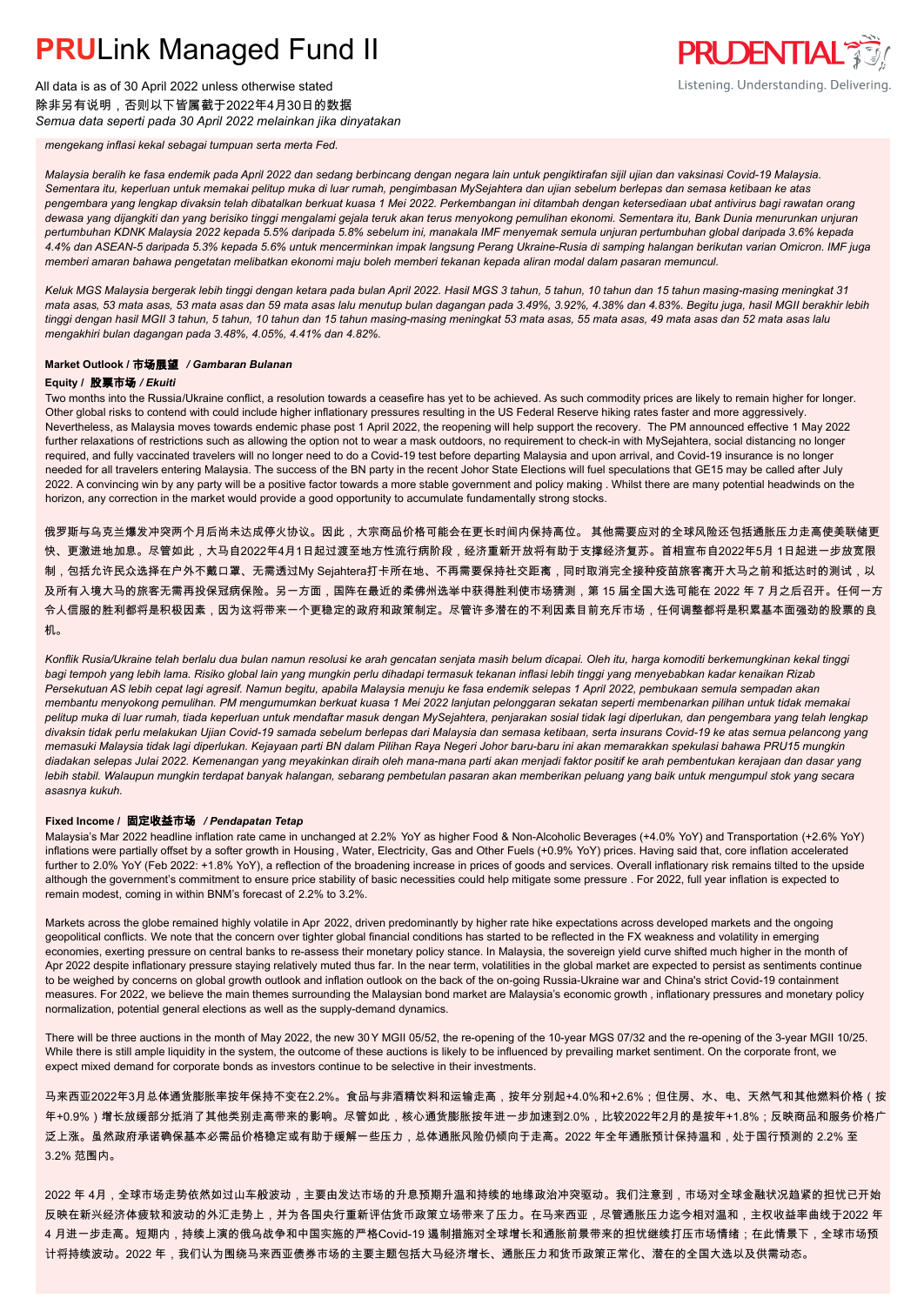*mengekang inflasi kekal sebagai tumpuan serta merta Fed.*

*Malaysia beralih ke fasa endemik pada April 2022 dan sedang berbincang dengan negara lain untuk pengiktirafan sijil ujian dan vaksinasi Covid-19 Malaysia. Sementara itu, keperluan untuk memakai pelitup muka di luar rumah, pengimbasan MySejahtera dan ujian sebelum berlepas dan semasa ketibaan ke atas pengembara yang lengkap divaksin telah dibatalkan berkuat kuasa 1 Mei 2022. Perkembangan ini ditambah dengan ketersediaan ubat antivirus bagi rawatan orang dewasa yang dijangkiti dan yang berisiko tinggi mengalami gejala teruk akan terus menyokong pemulihan ekonomi. Sementara itu, Bank Dunia menurunkan unjuran pertumbuhan KDNK Malaysia 2022 kepada 5.5% daripada 5.8% sebelum ini, manakala IMF menyemak semula unjuran pertumbuhan global daripada 3.6% kepada 4.4% dan ASEAN-5 daripada 5.3% kepada 5.6% untuk mencerminkan impak langsung Perang Ukraine-Rusia di samping halangan berikutan varian Omicron. IMF juga memberi amaran bahawa pengetatan melibatkan ekonomi maju boleh memberi tekanan kepada aliran modal dalam pasaran memuncul.*

*Keluk MGS Malaysia bergerak lebih tinggi dengan ketara pada bulan April 2022. Hasil MGS 3 tahun, 5 tahun, 10 tahun dan 15 tahun masing-masing meningkat 31 mata asas, 53 mata asas, 53 mata asas dan 59 mata asas lalu menutup bulan dagangan pada 3.49%, 3.92%, 4.38% dan 4.83%. Begitu juga, hasil MGII berakhir lebih tinggi dengan hasil MGII 3 tahun, 5 tahun, 10 tahun dan 15 tahun masing-masing meningkat 53 mata asas, 55 mata asas, 49 mata asas dan 52 mata asas lalu mengakhiri bulan dagangan pada 3.48%, 4.05%, 4.41% dan 4.82%.*

## Market Outlook / 市场展望 / *Gambaran Bulanan*

### Equity / 股票市场 / *Ekuiti*

Two months into the Russia/Ukraine conflict, a resolution towards a ceasefire has yet to be achieved. As such commodity prices are likely to remain higher for longer. Other global risks to contend with could include higher inflationary pressures resulting in the US Federal Reserve hiking rates faster and more aggressively. Nevertheless, as Malaysia moves towards endemic phase post 1 April 2022, the reopening will help support the recovery. The PM announced effective 1 May 2022 further relaxations of restrictions such as allowing the option not to wear a mask outdoors, no requirement to check-in with MySejahtera, social distancing no longer required, and fully vaccinated travelers will no longer need to do a Covid-19 test before departing Malaysia and upon arrival, and Covid-19 insurance is no longer needed for all travelers entering Malaysia. The success of the BN party in the recent Johor State Elections will fuel speculations that GE15 may be called after July 2022. A convincing win by any party will be a positive factor towards a more stable government and policy making . Whilst there are many potential headwinds on the horizon, any correction in the market would provide a good opportunity to accumulate fundamentally strong stocks.

俄罗斯与乌克兰爆发冲突两个月后尚未达成停火协议。因此，大宗商品价格可能会在更长时间内保持高位。 其他需要应对的全球风险还包括通胀压力走高使美联储更快、更激进地加息。尽管如此，大马自2022年4月1日起过渡至地方性流行病阶段，经济重新开放将有助于支撑经济复苏。首相宣布自2022年5 月1日起进一步放宽限制，包括允许民众选择在户外不戴口罩、无需透过My Sejahtera打卡所在地、不再需要保持社交距离，同时取消完全接种疫苗旅客离开大马之前和抵达时的测试，以及所有入境大马的旅客无需再投保冠病保险。另一方面，国阵在最近的柔佛州选举中获得胜利使市场猜测，第 15 届全国大选可能在 2022 年 7 月之后召开。任何一方令人信服的胜利都将是积极因素，因为这将带来一个更稳定的政府和政策制定。尽管许多潜在的不利因素目前充斥市场，任何调整都将是积累基本面强劲的股票的良机。

*Konflik Rusia/Ukraine telah berlalu dua bulan namun resolusi ke arah gencatan senjata masih belum dicapai. Oleh itu, harga komoditi berkemungkinan kekal tinggi bagi tempoh yang lebih lama. Risiko global lain yang mungkin perlu dihadapi termasuk tekanan inflasi lebih tinggi yang menyebabkan kadar kenaikan Rizab Persekutuan AS lebih cepat lagi agresif. Namun begitu, apabila Malaysia menuju ke fasa endemik selepas 1 April 2022, pembukaan semula sempadan akan membantu menyokong pemulihan. PM mengumumkan berkuat kuasa 1 Mei 2022 lanjutan pelonggaran sekatan seperti membenarkan pilihan untuk tidak memakai pelitup muka di luar rumah, tiada keperluan untuk mendaftar masuk dengan MySejahtera, penjarakan sosial tidak lagi diperlukan, dan pengembara yang telah lengkap divaksin tidak perlu melakukan Ujian Covid-19 samada sebelum berlepas dari Malaysia dan semasa ketibaan, serta insurans Covid-19 ke atas semua pelancong yang memasuki Malaysia tidak lagi diperlukan. Kejayaan parti BN dalam Pilihan Raya Negeri Johor baru-baru ini akan memarakkan spekulasi bahawa PRU15 mungkin diadakan selepas Julai 2022. Kemenangan yang meyakinkan diraih oleh mana-mana parti akan menjadi faktor positif ke arah pembentukan kerajaan dan dasar yang lebih stabil. Walaupun mungkin terdapat banyak halangan, sebarang pembetulan pasaran akan memberikan peluang yang baik untuk mengumpul stok yang secara asasnya kukuh.*

### Fixed Income / 固定收益市场 / *Pendapatan Tetap*

Malaysia's Mar 2022 headline inflation rate came in unchanged at 2.2% YoY as higher Food & Non-Alcoholic Beverages (+4.0% YoY) and Transportation (+2.6% YoY) inflations were partially offset by a softer growth in Housing , Water, Electricity, Gas and Other Fuels (+0.9% YoY) prices. Having said that, core inflation accelerated further to 2.0% YoY (Feb 2022: +1.8% YoY), a reflection of the broadening increase in prices of goods and services. Overall inflationary risk remains tilted to the upside although the government's commitment to ensure price stability of basic necessities could help mitigate some pressure . For 2022, full year inflation is expected to remain modest, coming in within BNM's forecast of 2.2% to 3.2%.

Markets across the globe remained highly volatile in Apr 2022, driven predominantly by higher rate hike expectations across developed markets and the ongoing geopolitical conflicts. We note that the concern over tighter global financial conditions has started to be reflected in the FX weakness and volatility in emerging economies, exerting pressure on central banks to re-assess their monetary policy stance. In Malaysia, the sovereign yield curve shifted much higher in the month of Apr 2022 despite inflationary pressure staying relatively muted thus far. In the near term, volatilities in the global market are expected to persist as sentiments continue to be weighed by concerns on global growth outlook and inflation outlook on the back of the on-going Russia-Ukraine war and China's strict Covid-19 containment measures. For 2022, we believe the main themes surrounding the Malaysian bond market are Malaysia's economic growth , inflationary pressures and monetary policy normalization, potential general elections as well as the supply-demand dynamics.

There will be three auctions in the month of May 2022, the new 30Y MGII 05/52, the re-opening of the 10-year MGS 07/32 and the re-opening of the 3-year MGII 10/25. While there is still ample liquidity in the system, the outcome of these auctions is likely to be influenced by prevailing market sentiment. On the corporate front, we expect mixed demand for corporate bonds as investors continue to be selective in their investments.

马来西亚2022年3月总体通货膨胀率按年保持不变在2.2%。食品与非酒精饮料和运输走高，按年分别起+4.0%和+2.6%；但住房、水、电、天然气和其他燃料价格（按年+0.9%）增长放缓部分抵消了其他类别走高带来的影响。尽管如此，核心通货膨胀按年进一步加速到2.0%，比较2022年2月的是按年+1.8%；反映商品和服务价格广泛上涨。虽然政府承诺确保基本必需品价格稳定或有助于缓解一些压力，总体通胀风险仍倾向于走高。2022 年全年通胀预计保持温和，处于国行预测的 2.2% 至 3.2% 范围内。

2022 年 4月，全球市场走势依然如过山车般波动，主要由发达市场的升息预期升温和持续的地缘政治冲突驱动。我们注意到，市场对全球金融状况趋紧的担忧已开始反映在新兴经济体疲软和波动的外汇走势上，并为各国央行重新评估货币政策立场带来了压力。在马来西亚，尽管通胀压力迄今相对温和，主权收益率曲线于2022 年 4 月进一步走高。短期内，持续上演的俄乌战争和中国实施的严格Covid-19 遏制措施对全球增长和通胀前景带来的担忧继续打压市场情绪；在此情景下，全球市场预计将持续波动。2022 年，我们认为围绕马来西亚债券市场的主要主题包括大马经济增长、通胀压力和货币政策正常化、潜在的全国大选以及供需动态。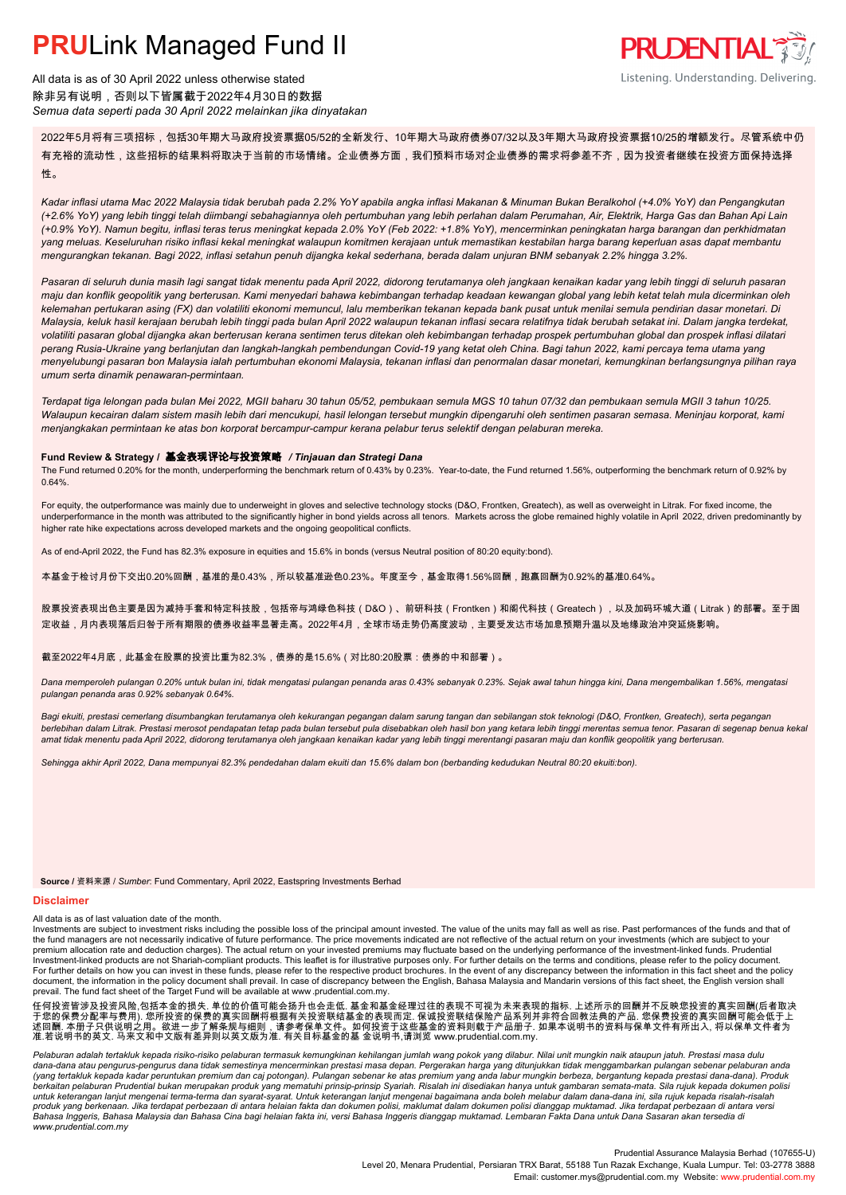# PRULink Managed Fund II

All data is as of 30 April 2022 unless otherwise stated
除非另有说明，否则以下皆属截于2022年4月30日的数据
*Semua data seperti pada 30 April 2022 melainkan jika dinyatakan*

Listening. Understanding. Delivering.

2022年5月将有三项招标，包括30年期大马政府投资票据05/52的全新发行、10年期大马政府债券07/32以及3年期大马政府投资票据10/25的增额发行。尽管系统中仍有充裕的流动性，这些招标的结果料将取决于当前的市场情绪。企业债券方面，我们预料市场对企业债券的需求将参差不齐，因为投资者继续在投资方面保持选择性。

*Kadar inflasi utama Mac 2022 Malaysia tidak berubah pada 2.2% YoY apabila angka inflasi Makanan & Minuman Bukan Beralkohol (+4.0% YoY) dan Pengangkutan (+2.6% YoY) yang lebih tinggi telah diimbangi sebahagiannya oleh pertumbuhan yang lebih perlahan dalam Perumahan, Air, Elektrik, Harga Gas dan Bahan Api Lain (+0.9% YoY). Namun begitu, inflasi teras terus meningkat kepada 2.0% YoY (Feb 2022: +1.8% YoY), mencerminkan peningkatan harga barangan dan perkhidmatan yang meluas. Keseluruhan risiko inflasi kekal meningkat walaupun komitmen kerajaan untuk memastikan kestabilan harga barang keperluan asas dapat membantu mengurangkan tekanan. Bagi 2022, inflasi setahun penuh dijangka kekal sederhana, berada dalam unjuran BNM sebanyak 2.2% hingga 3.2%.*

*Pasaran di seluruh dunia masih lagi sangat tidak menentu pada April 2022, didorong terutamanya oleh jangkaan kenaikan kadar yang lebih tinggi di seluruh pasaran maju dan konflik geopolitik yang berterusan. Kami menyedari bahawa kebimbangan terhadap keadaan kewangan global yang lebih ketat telah mula dicerminkan oleh kelemahan pertukaran asing (FX) dan volatiliti ekonomi memuncul, lalu memberikan tekanan kepada bank pusat untuk menilai semula pendirian dasar monetari. Di Malaysia, keluk hasil kerajaan berubah lebih tinggi pada bulan April 2022 walaupun tekanan inflasi secara relatifnya tidak berubah setakat ini. Dalam jangka terdekat, volatiliti pasaran global dijangka akan berterusan kerana sentimen terus ditekan oleh kebimbangan terhadap prospek pertumbuhan global dan prospek inflasi dilatari perang Rusia-Ukraine yang berlanjutan dan langkah-langkah pembendungan Covid-19 yang ketat oleh China. Bagi tahun 2022, kami percaya tema utama yang menyelubungi pasaran bon Malaysia ialah pertumbuhan ekonomi Malaysia, tekanan inflasi dan penormalan dasar monetari, kemungkinan berlangsungnya pilihan raya umum serta dinamik penawaran-permintaan.*

*Terdapat tiga lelongan pada bulan Mei 2022, MGII baharu 30 tahun 05/52, pembukaan semula MGS 10 tahun 07/32 dan pembukaan semula MGII 3 tahun 10/25. Walaupun kecairan dalam sistem masih lebih dari mencukupi, hasil lelongan tersebut mungkin dipengaruhi oleh sentimen pasaran semasa. Meninjau korporat, kami menjangkakan permintaan ke atas bon korporat bercampur-campur kerana pelabur terus selektif dengan pelaburan mereka.*

**Fund Review & Strategy / 基金表现评论与投资策略 / *Tinjauan dan Strategi Dana***

The Fund returned 0.20% for the month, underperforming the benchmark return of 0.43% by 0.23%. Year-to-date, the Fund returned 1.56%, outperforming the benchmark return of 0.92% by 0.64%.

For equity, the outperformance was mainly due to underweight in gloves and selective technology stocks (D&O, Frontken, Greatech), as well as overweight in Litrak. For fixed income, the underperformance in the month was attributed to the significantly higher in bond yields across all tenors. Markets across the globe remained highly volatile in April 2022, driven predominantly by higher rate hike expectations across developed markets and the ongoing geopolitical conflicts.

As of end-April 2022, the Fund has 82.3% exposure in equities and 15.6% in bonds (versus Neutral position of 80:20 equity:bond).

本基金于检讨月份下交出0.20%回酬，基准的是0.43%，所以较基准逊色0.23%。年度至今，基金取得1.56%回酬，跑赢回酬为0.92%的基准0.64%。

股票投资表现出色主要是因为减持手套和特定科技股，包括帝与鸿侨色科技（D&O）、前研科技（Frontken）和阁代科技（Greatech），以及加码环城大道（Litrak）的部署。至于固定收益，月内表现落后归咎于所有期限的债券收益率显著走高。2022年4月，全球市场走势仍高度波动，主要受发达市场加息预期升温以及地缘政治冲突延烧影响。

截至2022年4月底，此基金在股票的投资比重为82.3%，债券的是15.6%（对比80:20股票：债券的中和部署）。

*Dana memperoleh pulangan 0.20% untuk bulan ini, tidak mengatasi pulangan penanda aras 0.43% sebanyak 0.23%. Sejak awal tahun hingga kini, Dana mengembalikan 1.56%, mengatasi pulangan penanda aras 0.92% sebanyak 0.64%.*

*Bagi ekuiti, prestasi cemerlang disumbangkan terutamanya oleh kekurangan pegangan dalam sarung tangan dan sebilangan stok teknologi (D&O, Frontken, Greatech), serta pegangan berlebihan dalam Litrak. Prestasi merosot pendapatan tetap pada bulan tersebut pula disebabkan oleh hasil bon yang ketara lebih tinggi merentas semua tenor. Pasaran di segenap benua kekal amat tidak menentu pada April 2022, didorong terutamanya oleh jangkaan kenaikan kadar yang lebih tinggi merentangi pasaran maju dan konflik geopolitik yang berterusan.*

*Sehingga akhir April 2022, Dana mempunyai 82.3% pendedahan dalam ekuiti dan 15.6% dalam bon (berbanding kedudukan Neutral 80:20 ekuiti:bon).*

**Source** / 资料来源 / *Sumber*: Fund Commentary, April 2022, Eastspring Investments Berhad

## Disclaimer

All data is as of last valuation date of the month.
Investments are subject to investment risks including the possible loss of the principal amount invested. The value of the units may fall as well as rise. Past performances of the funds and that of the fund managers are not necessarily indicative of future performance. The price movements indicated are not reflective of the actual return on your investments (which are subject to your premium allocation rate and deduction charges). The actual return on your invested premiums may fluctuate based on the underlying performance of the investment-linked funds. Prudential Investment-linked products are not Shariah-compliant products. This leaflet is for illustrative purposes only. For further details on the terms and conditions, please refer to the policy document. For further details on how you can invest in these funds, please refer to the respective product brochures. In the event of any discrepancy between the information in this fact sheet and the policy document, the information in the policy document shall prevail. In case of discrepancy between the English, Bahasa Malaysia and Mandarin versions of this fact sheet, the English version shall prevail. The fund fact sheet of the Target Fund will be available at www.prudential.com.my.

任何投资皆涉及投资风险,包括本金的损失. 单位的价值可能会扬升也会走低. 基金和基金经理过往的表现不可视为未来表现的指标. 上述所示的回酬并不反映您投资的真实回酬(后者取决于您的保费分配率与费用). 您所投资的保费的真实回酬将根据有关投资联结基金的表现而定. 保诚投资联结保险产品系列并非符合回教法典的产品. 您保费投资的真实回酬可能会低于上述回酬. 本册子只供说明之用。欲进一步了解条规与细则，请参考保单文件。如何投资于这些基金的资料则载于产品册子. 如果本说明书的资料与保单文件有所出入, 将以保单文件者为准.若说明书的英文. 马来文和中文版有差异则以英文版为准. 有关目标基金的基 金说明书,请浏览 www.prudential.com.my.

*Pelaburan adalah tertakluk kepada risiko-risiko pelaburan termasuk kemungkinan kehilangan jumlah wang pokok yang dilabur. Nilai unit mungkin naik ataupun jatuh. Prestasi masa dulu dana-dana atau pengurus-pengurus dana tidak semestinya mencerminkan prestasi masa depan. Pergerakan harga yang ditunjukkan tidak menggambarkan pulangan sebenar pelaburan anda (yang tertakluk kepada kadar peruntukan premium dan caj potongan). Pulangan sebenar ke atas premium yang anda labur mungkin berbeza, bergantung kepada prestasi dana-dana). Produk berkaitan pelaburan Prudential bukan merupakan produk yang mematuhi prinsip-prinsip Syariah. Risalah ini disediakan hanya untuk gambaran semata-mata. Sila rujuk kepada dokumen polisi untuk keterangan lanjut mengenai terma-terma dan syarat-syarat. Untuk keterangan lanjut mengenai bagaimana anda boleh melabur dalam dana-dana ini, sila rujuk kepada risalah-risalah produk yang berkenaan. Jika terdapat perbezaan di antara helaian fakta dan dokumen polisi, maklumat dalam dokumen polisi dianggap muktamad. Jika terdapat perbezaan di antara versi Bahasa Inggeris, Bahasa Malaysia dan Bahasa Cina bagi helaian fakta ini, versi Bahasa Inggeris dianggap muktamad. Lembaran Fakta Dana untuk Dana Sasaran akan tersedia di www.prudential.com.my*

Prudential Assurance Malaysia Berhad (107655-U)
Level 20, Menara Prudential, Persiaran TRX Barat, 55188 Tun Razak Exchange, Kuala Lumpur. Tel: 03-2778 3888
Email: customer.mys@prudential.com.my Website: www.prudential.com.my